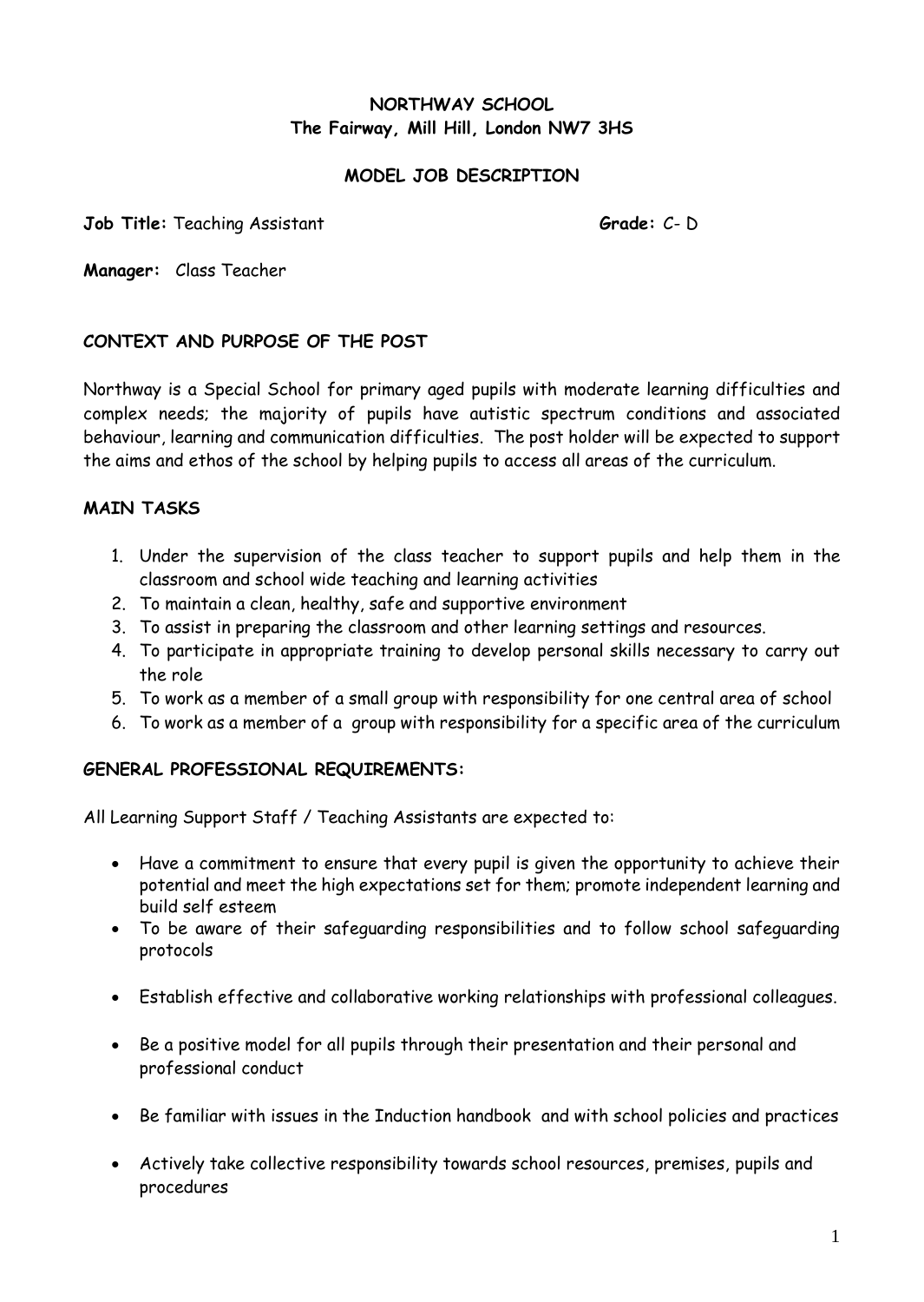**NORTHWAY SCHOOL**
**The Fairway, Mill Hill, London NW7 3HS**

**MODEL JOB DESCRIPTION**

**Job Title:** Teaching Assistant **Grade:** C- D

**Manager:** Class Teacher

## CONTEXT AND PURPOSE OF THE POST

Northway is a Special School for primary aged pupils with moderate learning difficulties and complex needs; the majority of pupils have autistic spectrum conditions and associated behaviour, learning and communication difficulties. The post holder will be expected to support the aims and ethos of the school by helping pupils to access all areas of the curriculum.

## MAIN TASKS

1. Under the supervision of the class teacher to support pupils and help them in the classroom and school wide teaching and learning activities
2. To maintain a clean, healthy, safe and supportive environment
3. To assist in preparing the classroom and other learning settings and resources.
4. To participate in appropriate training to develop personal skills necessary to carry out the role
5. To work as a member of a small group with responsibility for one central area of school
6. To work as a member of a group with responsibility for a specific area of the curriculum

## GENERAL PROFESSIONAL REQUIREMENTS:

All Learning Support Staff / Teaching Assistants are expected to:

- Have a commitment to ensure that every pupil is given the opportunity to achieve their potential and meet the high expectations set for them; promote independent learning and build self esteem
- To be aware of their safeguarding responsibilities and to follow school safeguarding protocols
- Establish effective and collaborative working relationships with professional colleagues.
- Be a positive model for all pupils through their presentation and their personal and professional conduct
- Be familiar with issues in the Induction handbook and with school policies and practices
- Actively take collective responsibility towards school resources, premises, pupils and procedures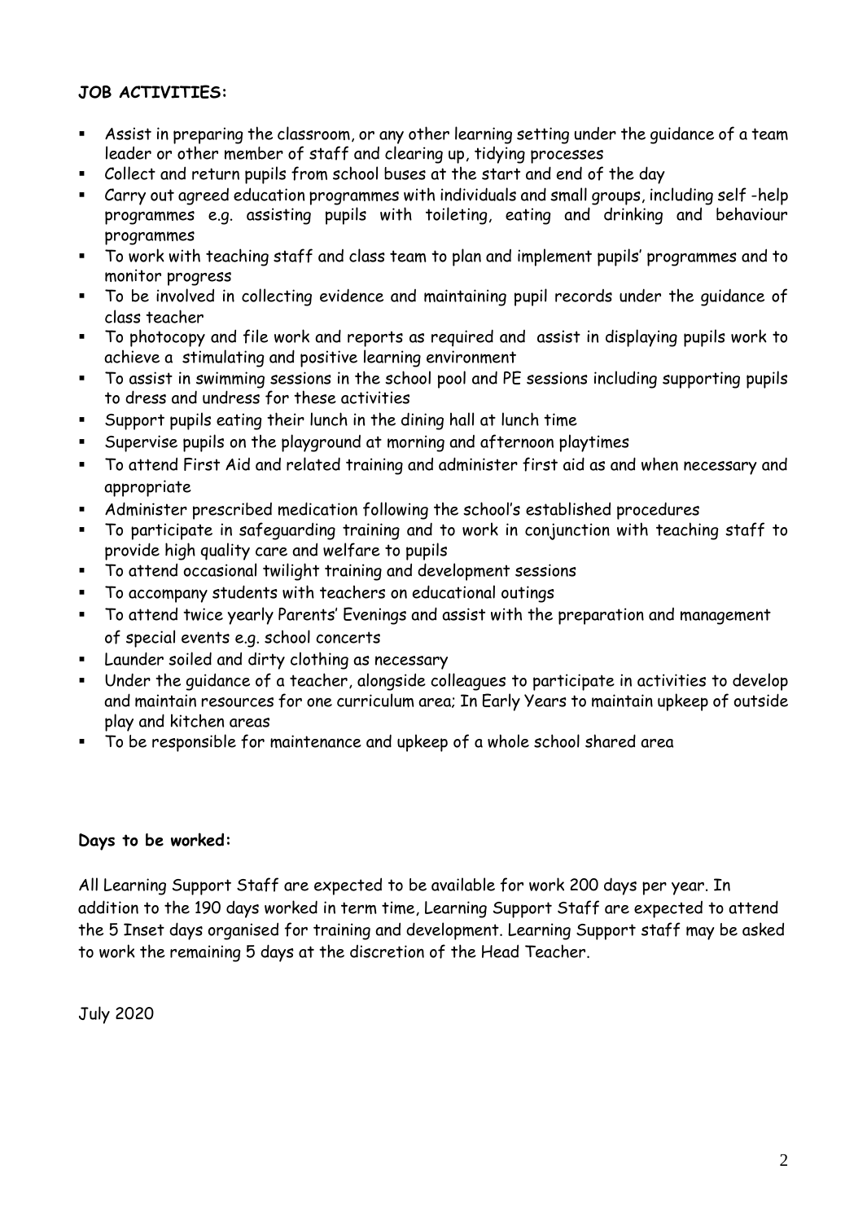**JOB ACTIVITIES:**

- Assist in preparing the classroom, or any other learning setting under the guidance of a team leader or other member of staff and clearing up, tidying processes
- Collect and return pupils from school buses at the start and end of the day
- Carry out agreed education programmes with individuals and small groups, including self -help programmes e.g. assisting pupils with toileting, eating and drinking and behaviour programmes
- To work with teaching staff and class team to plan and implement pupils' programmes and to monitor progress
- To be involved in collecting evidence and maintaining pupil records under the guidance of class teacher
- To photocopy and file work and reports as required and assist in displaying pupils work to achieve a stimulating and positive learning environment
- To assist in swimming sessions in the school pool and PE sessions including supporting pupils to dress and undress for these activities
- Support pupils eating their lunch in the dining hall at lunch time
- Supervise pupils on the playground at morning and afternoon playtimes
- To attend First Aid and related training and administer first aid as and when necessary and appropriate
- Administer prescribed medication following the school's established procedures
- To participate in safeguarding training and to work in conjunction with teaching staff to provide high quality care and welfare to pupils
- To attend occasional twilight training and development sessions
- To accompany students with teachers on educational outings
- To attend twice yearly Parents' Evenings and assist with the preparation and management of special events e.g. school concerts
- Launder soiled and dirty clothing as necessary
- Under the guidance of a teacher, alongside colleagues to participate in activities to develop and maintain resources for one curriculum area; In Early Years to maintain upkeep of outside play and kitchen areas
- To be responsible for maintenance and upkeep of a whole school shared area

**Days to be worked:**

All Learning Support Staff are expected to be available for work 200 days per year. In addition to the 190 days worked in term time, Learning Support Staff are expected to attend the 5 Inset days organised for training and development. Learning Support staff may be asked to work the remaining 5 days at the discretion of the Head Teacher.

July 2020